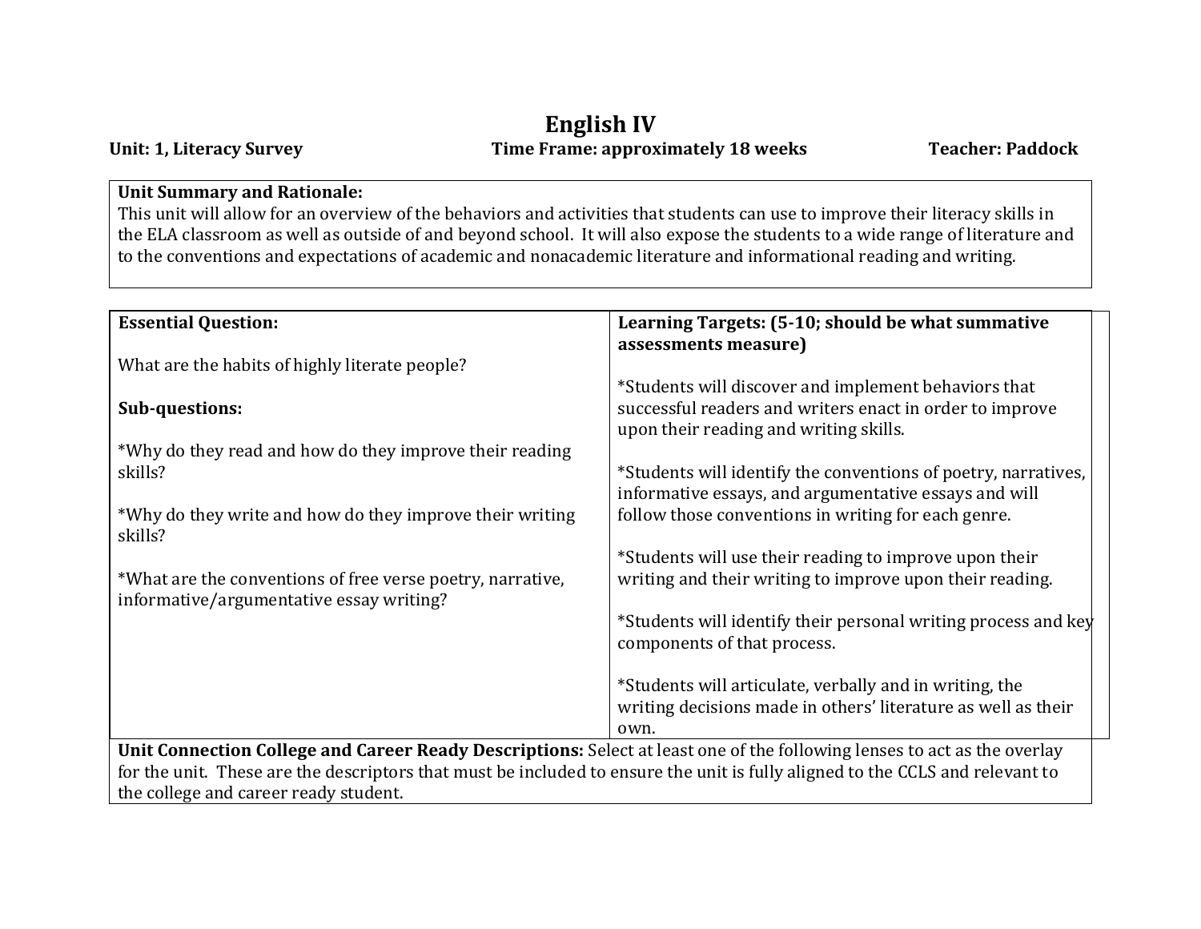# English IV

**Unit: 1, Literacy Survey** **Time Frame: approximately 18 weeks** **Teacher: Paddock**

**Unit Summary and Rationale:**
This unit will allow for an overview of the behaviors and activities that students can use to improve their literacy skills in the ELA classroom as well as outside of and beyond school. It will also expose the students to a wide range of literature and to the conventions and expectations of academic and nonacademic literature and informational reading and writing.

| **Essential Question:** | **Learning Targets: (5-10; should be what summative assessments measure)** |
| --- | --- |
| What are the habits of highly literate people?<br><br>**Sub-questions:**<br><br>*Why do they read and how do they improve their reading skills?<br><br>*Why do they write and how do they improve their writing skills?<br><br>*What are the conventions of free verse poetry, narrative, informative/argumentative essay writing? | *Students will discover and implement behaviors that successful readers and writers enact in order to improve upon their reading and writing skills.<br><br>*Students will identify the conventions of poetry, narratives, informative essays, and argumentative essays and will follow those conventions in writing for each genre.<br><br>*Students will use their reading to improve upon their writing and their writing to improve upon their reading.<br><br>*Students will identify their personal writing process and key components of that process.<br><br>*Students will articulate, verbally and in writing, the writing decisions made in others' literature as well as their own. |

**Unit Connection College and Career Ready Descriptions:** Select at least one of the following lenses to act as the overlay for the unit. These are the descriptors that must be included to ensure the unit is fully aligned to the CCLS and relevant to the college and career ready student.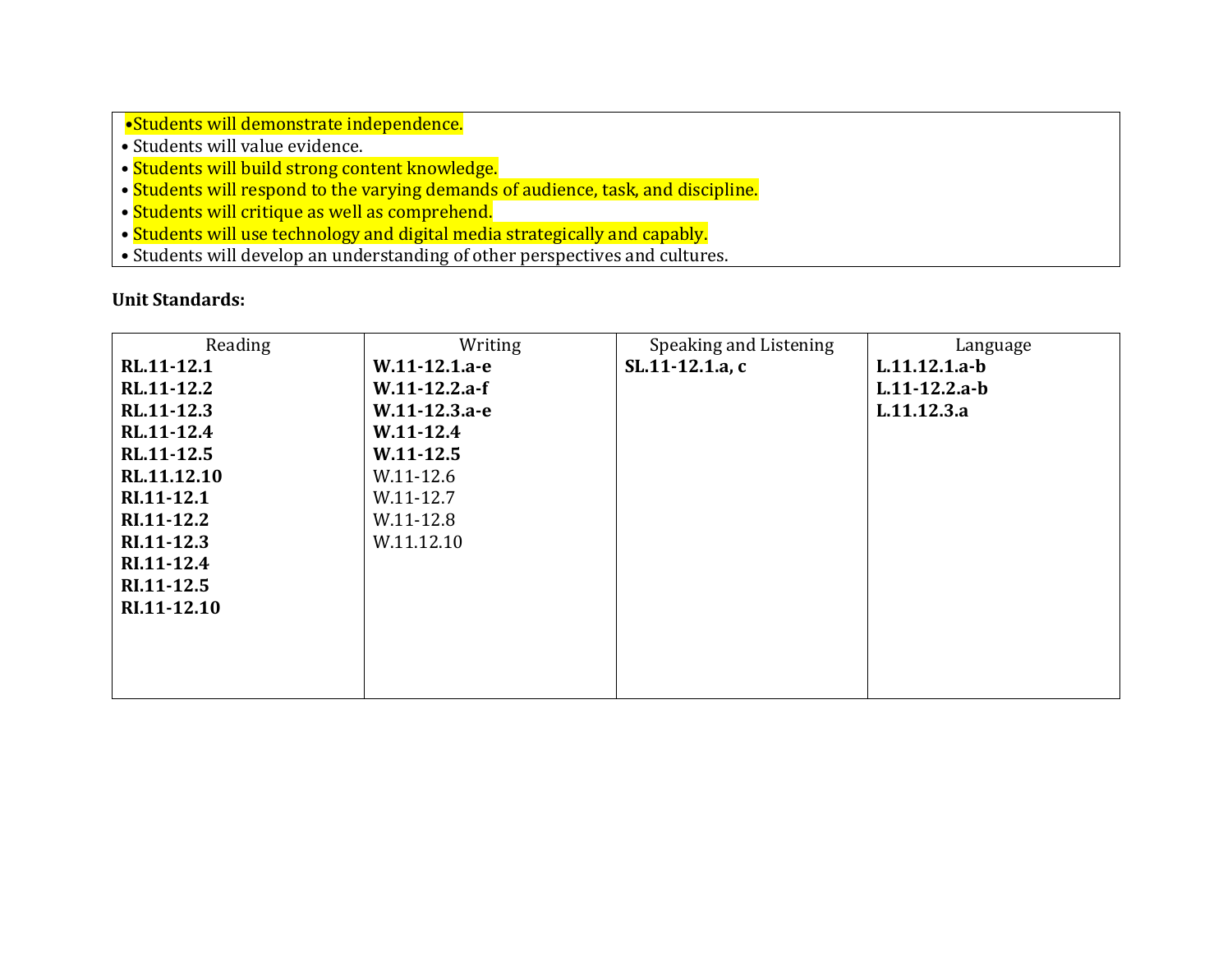| |
|---|
| •Students will demonstrate independence.<br>• Students will value evidence.<br>• Students will build strong content knowledge.<br>• Students will respond to the varying demands of audience, task, and discipline.<br>• Students will critique as well as comprehend.<br>• Students will use technology and digital media strategically and capably.<br>• Students will develop an understanding of other perspectives and cultures. |

**Unit Standards:**

| Reading | Writing | Speaking and Listening | Language |
|---|---|---|---|
| **RL.11-12.1**<br>**RL.11-12.2**<br>**RL.11-12.3**<br>**RL.11-12.4**<br>**RL.11-12.5**<br>**RL.11.12.10**<br>**RI.11-12.1**<br>**RI.11-12.2**<br>**RI.11-12.3**<br>**RI.11-12.4**<br>**RI.11-12.5**<br>**RI.11-12.10** | **W.11-12.1.a-e**<br>**W.11-12.2.a-f**<br>**W.11-12.3.a-e**<br>**W.11-12.4**<br>**W.11-12.5**<br>W.11-12.6<br>W.11-12.7<br>W.11-12.8<br>W.11.12.10 | **SL.11-12.1.a, c** | **L.11.12.1.a-b**<br>**L.11-12.2.a-b**<br>**L.11.12.3.a** |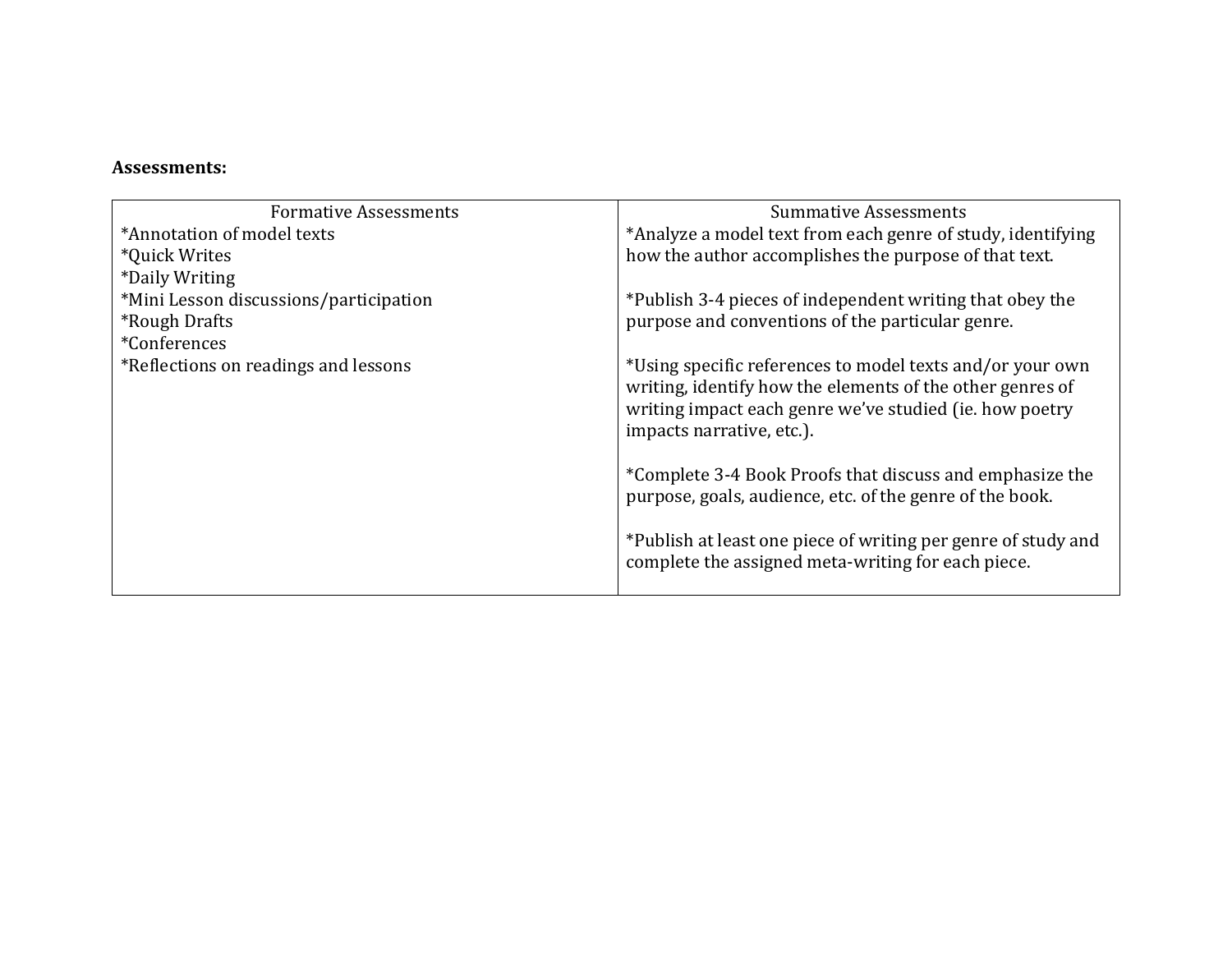**Assessments:**

| Formative Assessments | Summative Assessments |
|---|---|
| *Annotation of model texts<br>*Quick Writes<br>*Daily Writing<br>*Mini Lesson discussions/participation<br>*Rough Drafts<br>*Conferences<br>*Reflections on readings and lessons | *Analyze a model text from each genre of study, identifying how the author accomplishes the purpose of that text.<br><br>*Publish 3-4 pieces of independent writing that obey the purpose and conventions of the particular genre.<br><br>*Using specific references to model texts and/or your own writing, identify how the elements of the other genres of writing impact each genre we've studied (ie. how poetry impacts narrative, etc.).<br><br>*Complete 3-4 Book Proofs that discuss and emphasize the purpose, goals, audience, etc. of the genre of the book.<br><br>*Publish at least one piece of writing per genre of study and complete the assigned meta-writing for each piece. |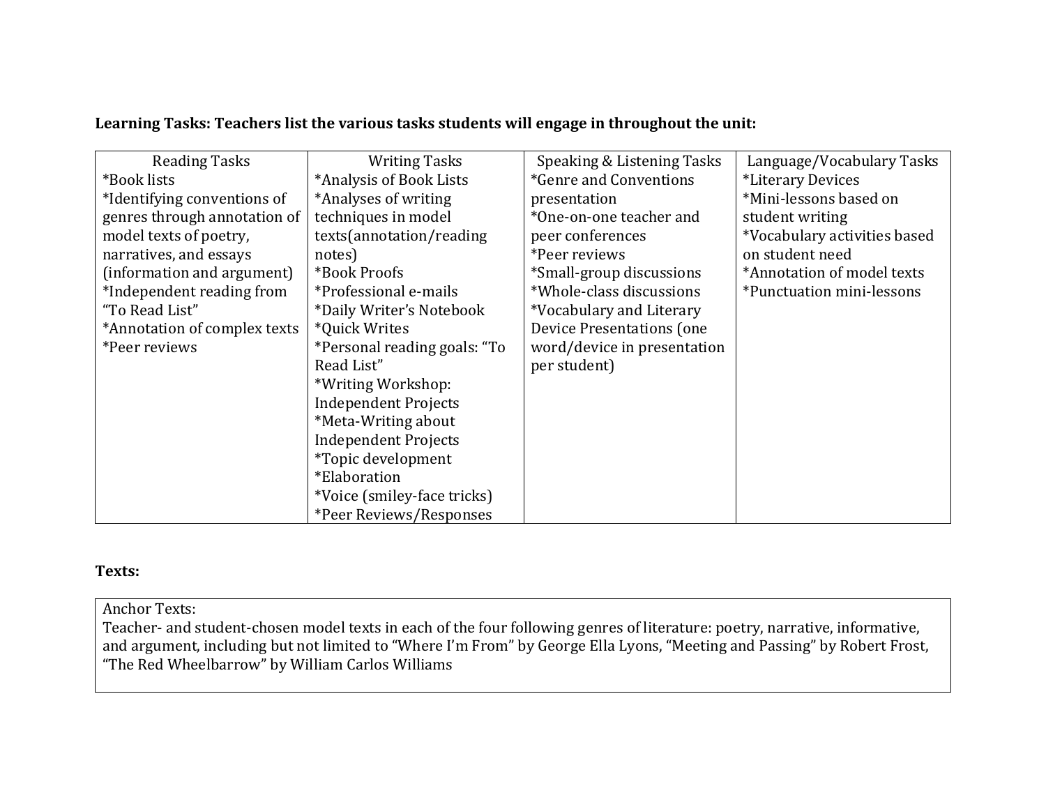**Learning Tasks: Teachers list the various tasks students will engage in throughout the unit:**

| Reading Tasks | Writing Tasks | Speaking & Listening Tasks | Language/Vocabulary Tasks |
|---|---|---|---|
| *Book lists<br>*Identifying conventions of genres through annotation of model texts of poetry, narratives, and essays (information and argument)<br>*Independent reading from "To Read List"<br>*Annotation of complex texts<br>*Peer reviews | *Analysis of Book Lists<br>*Analyses of writing techniques in model texts(annotation/reading notes)<br>*Book Proofs<br>*Professional e-mails<br>*Daily Writer's Notebook<br>*Quick Writes<br>*Personal reading goals: "To Read List"<br>*Writing Workshop: Independent Projects<br>*Meta-Writing about Independent Projects<br>*Topic development<br>*Elaboration<br>*Voice (smiley-face tricks)<br>*Peer Reviews/Responses | *Genre and Conventions presentation<br>*One-on-one teacher and peer conferences<br>*Peer reviews<br>*Small-group discussions<br>*Whole-class discussions<br>*Vocabulary and Literary Device Presentations (one word/device in presentation per student) | *Literary Devices<br>*Mini-lessons based on student writing<br>*Vocabulary activities based on student need<br>*Annotation of model texts<br>*Punctuation mini-lessons |

**Texts:**

| Anchor Texts: |
|---|
| Teacher- and student-chosen model texts in each of the four following genres of literature: poetry, narrative, informative, and argument, including but not limited to "Where I'm From" by George Ella Lyons, "Meeting and Passing" by Robert Frost, "The Red Wheelbarrow" by William Carlos Williams |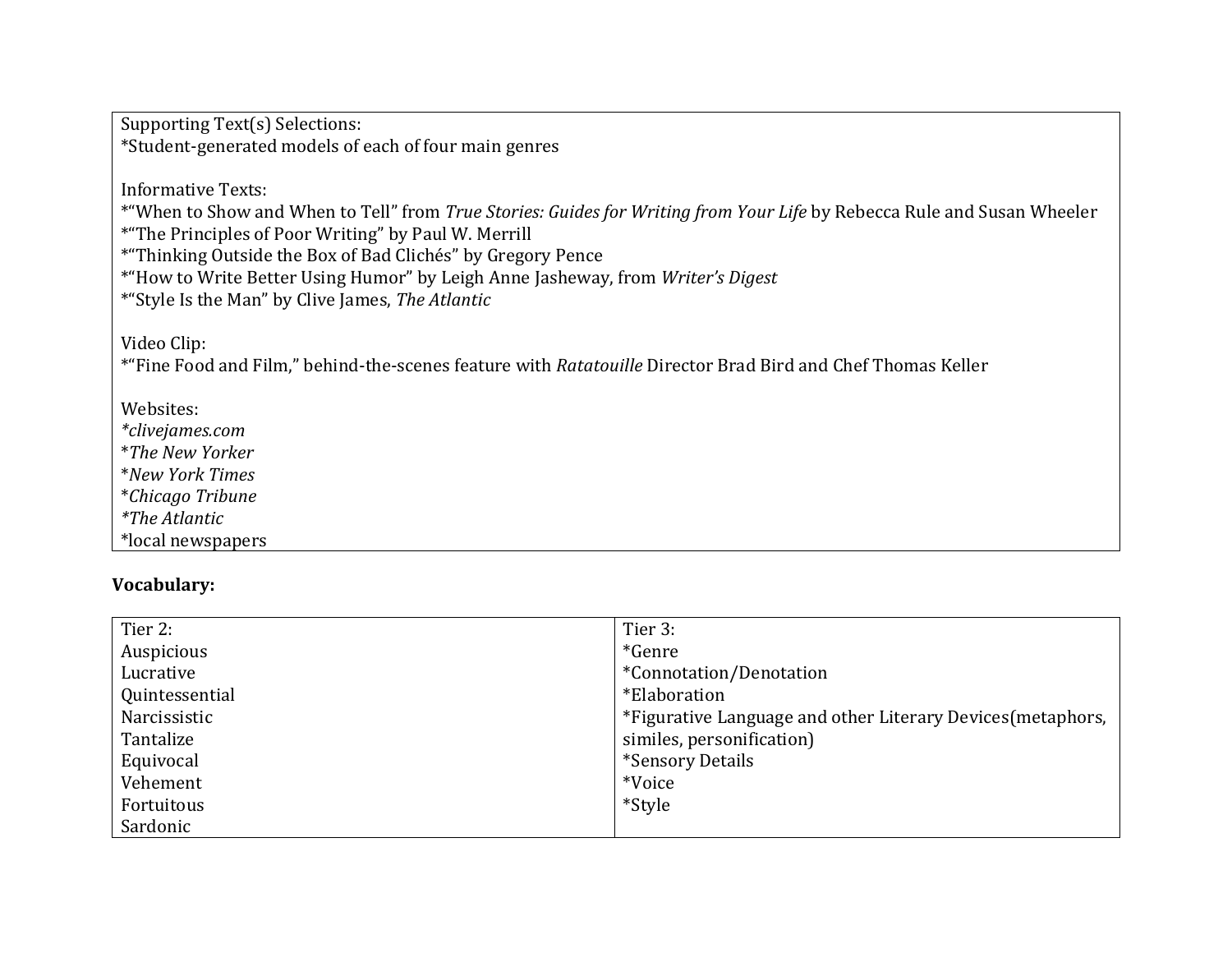| Supporting Text(s) Selections: |
|---|
| *Student-generated models of each of four main genres<br><br>Informative Texts:<br>*"When to Show and When to Tell" from *True Stories: Guides for Writing from Your Life* by Rebecca Rule and Susan Wheeler<br>*"The Principles of Poor Writing" by Paul W. Merrill<br>*"Thinking Outside the Box of Bad Clichés" by Gregory Pence<br>*"How to Write Better Using Humor" by Leigh Anne Jasheway, from *Writer's Digest*<br>*"Style Is the Man" by Clive James, *The Atlantic*<br><br>Video Clip:<br>*"Fine Food and Film," behind-the-scenes feature with *Ratatouille* Director Brad Bird and Chef Thomas Keller<br><br>Websites:<br>*clivejames.com*<br>**The New Yorker*<br>**New York Times*<br>**Chicago Tribune*<br>**The Atlantic*<br>*local newspapers |

**Vocabulary:**

| Tier 2: | Tier 3: |
|---|---|
| Auspicious<br>Lucrative<br>Quintessential<br>Narcissistic<br>Tantalize<br>Equivocal<br>Vehement<br>Fortuitous<br>Sardonic | *Genre<br>*Connotation/Denotation<br>*Elaboration<br>*Figurative Language and other Literary Devices(metaphors, similes, personification)<br>*Sensory Details<br>*Voice<br>*Style |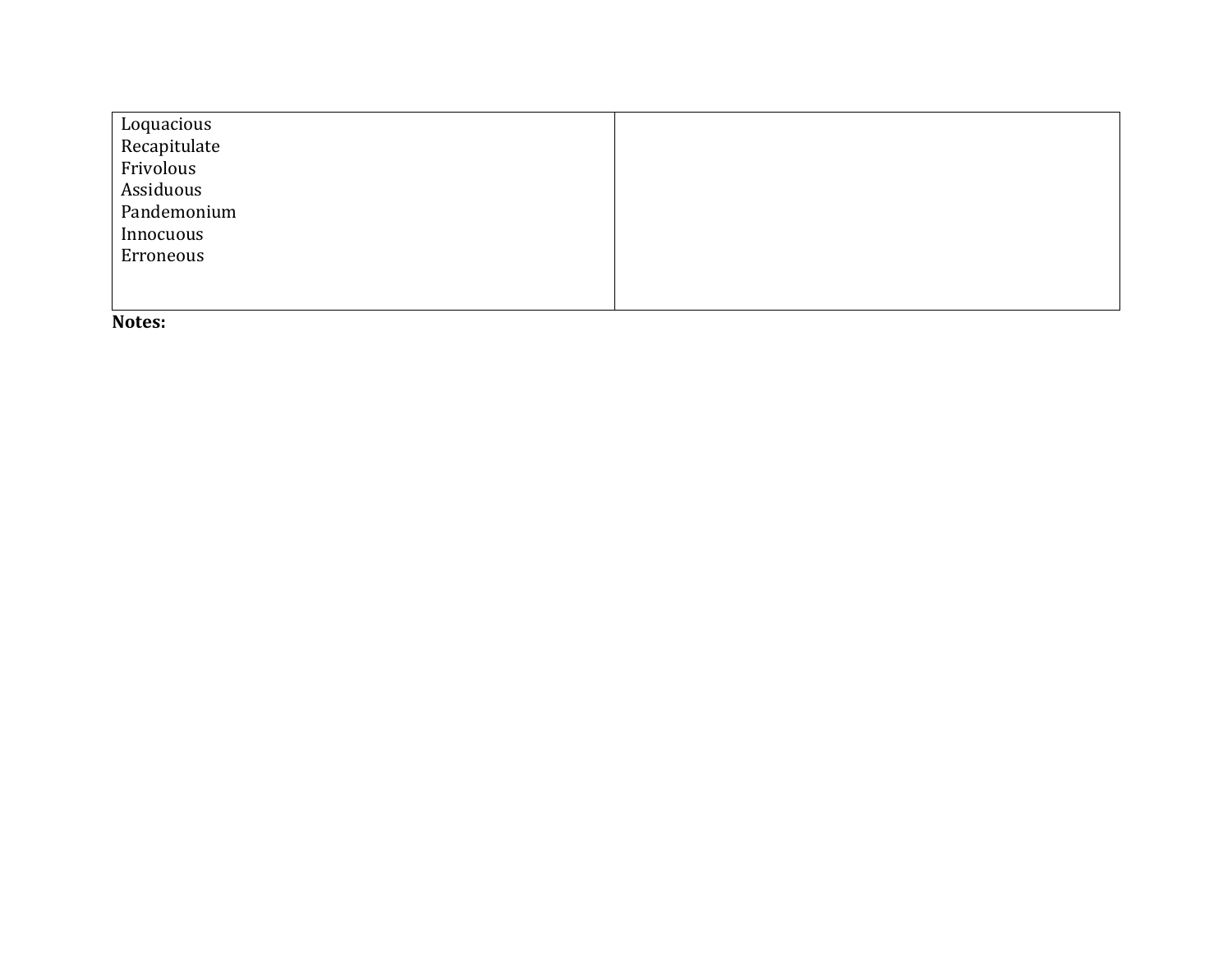| | |
|---|---|
| Loquacious<br>Recapitulate<br>Frivolous<br>Assiduous<br>Pandemonium<br>Innocuous<br>Erroneous | |

**Notes:**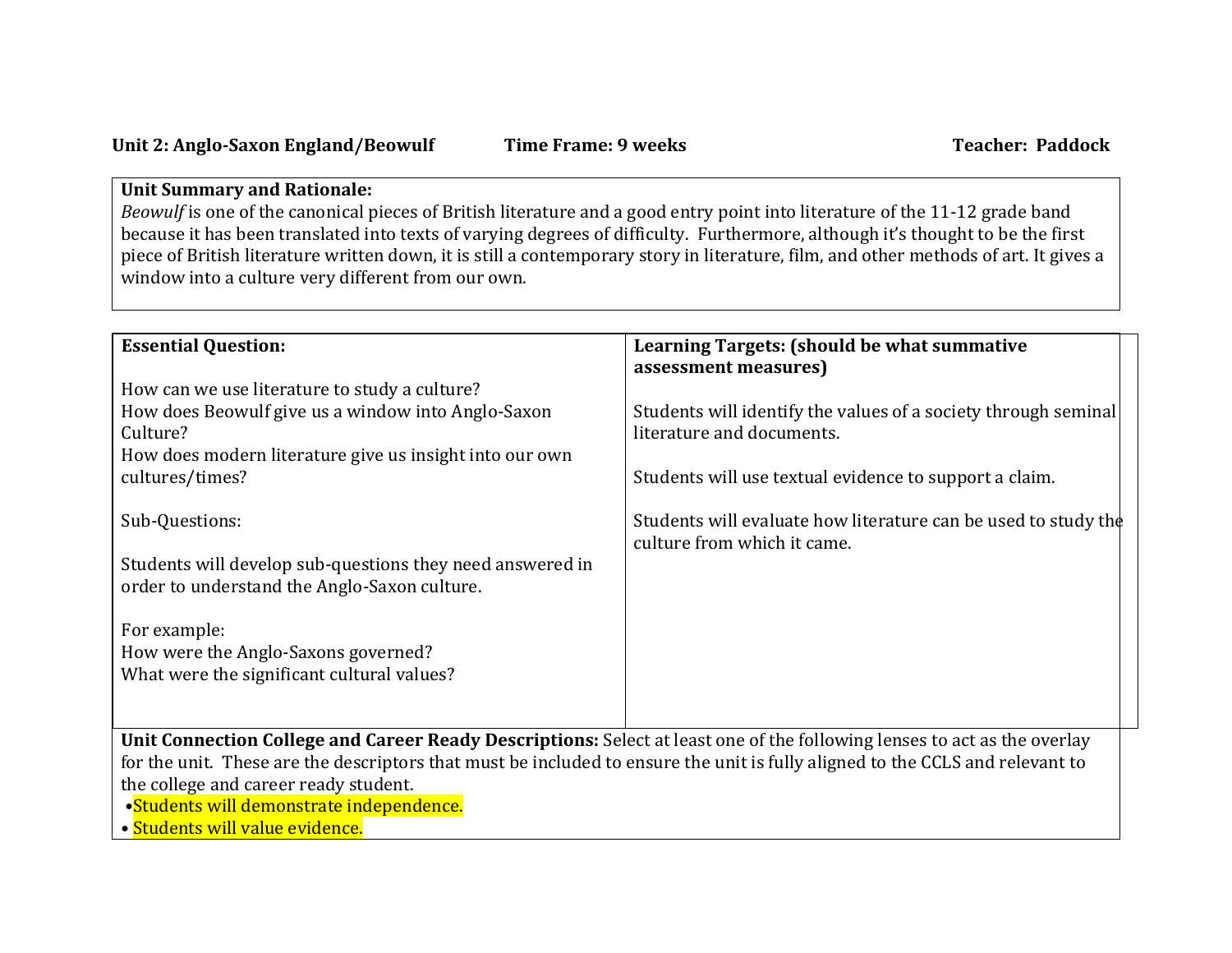**Unit 2: Anglo-Saxon England/Beowulf** **Time Frame: 9 weeks** **Teacher: Paddock**

**Unit Summary and Rationale:**
*Beowulf* is one of the canonical pieces of British literature and a good entry point into literature of the 11-12 grade band because it has been translated into texts of varying degrees of difficulty. Furthermore, although it's thought to be the first piece of British literature written down, it is still a contemporary story in literature, film, and other methods of art. It gives a window into a culture very different from our own.

| **Essential Question:** | **Learning Targets: (should be what summative assessment measures)** |
|---|---|
| How can we use literature to study a culture?<br>How does Beowulf give us a window into Anglo-Saxon Culture?<br>How does modern literature give us insight into our own cultures/times?<br><br>Sub-Questions:<br><br>Students will develop sub-questions they need answered in order to understand the Anglo-Saxon culture.<br><br>For example:<br>How were the Anglo-Saxons governed?<br>What were the significant cultural values? | Students will identify the values of a society through seminal literature and documents.<br><br>Students will use textual evidence to support a claim.<br><br>Students will evaluate how literature can be used to study the culture from which it came. |

**Unit Connection College and Career Ready Descriptions:** Select at least one of the following lenses to act as the overlay for the unit. These are the descriptors that must be included to ensure the unit is fully aligned to the CCLS and relevant to the college and career ready student.

- Students will demonstrate independence.
- Students will value evidence.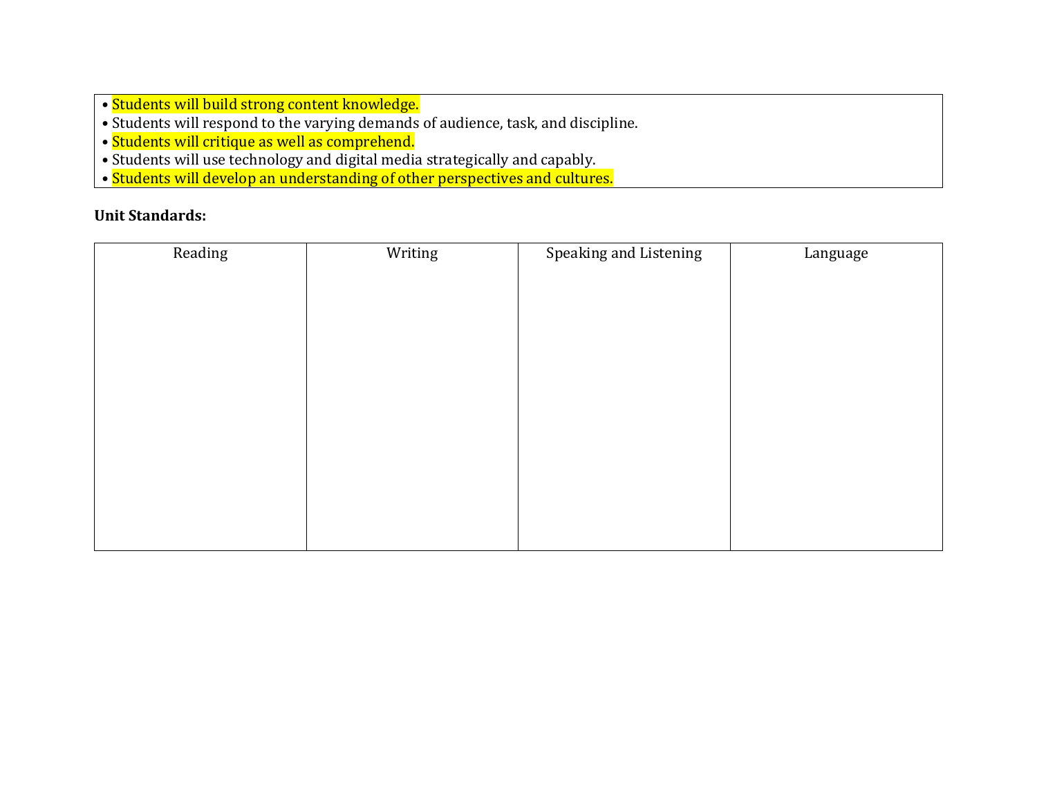- Students will build strong content knowledge.
- Students will respond to the varying demands of audience, task, and discipline.
- Students will critique as well as comprehend.
- Students will use technology and digital media strategically and capably.
- Students will develop an understanding of other perspectives and cultures.

**Unit Standards:**

| Reading | Writing | Speaking and Listening | Language |
|---|---|---|---|
| | | | |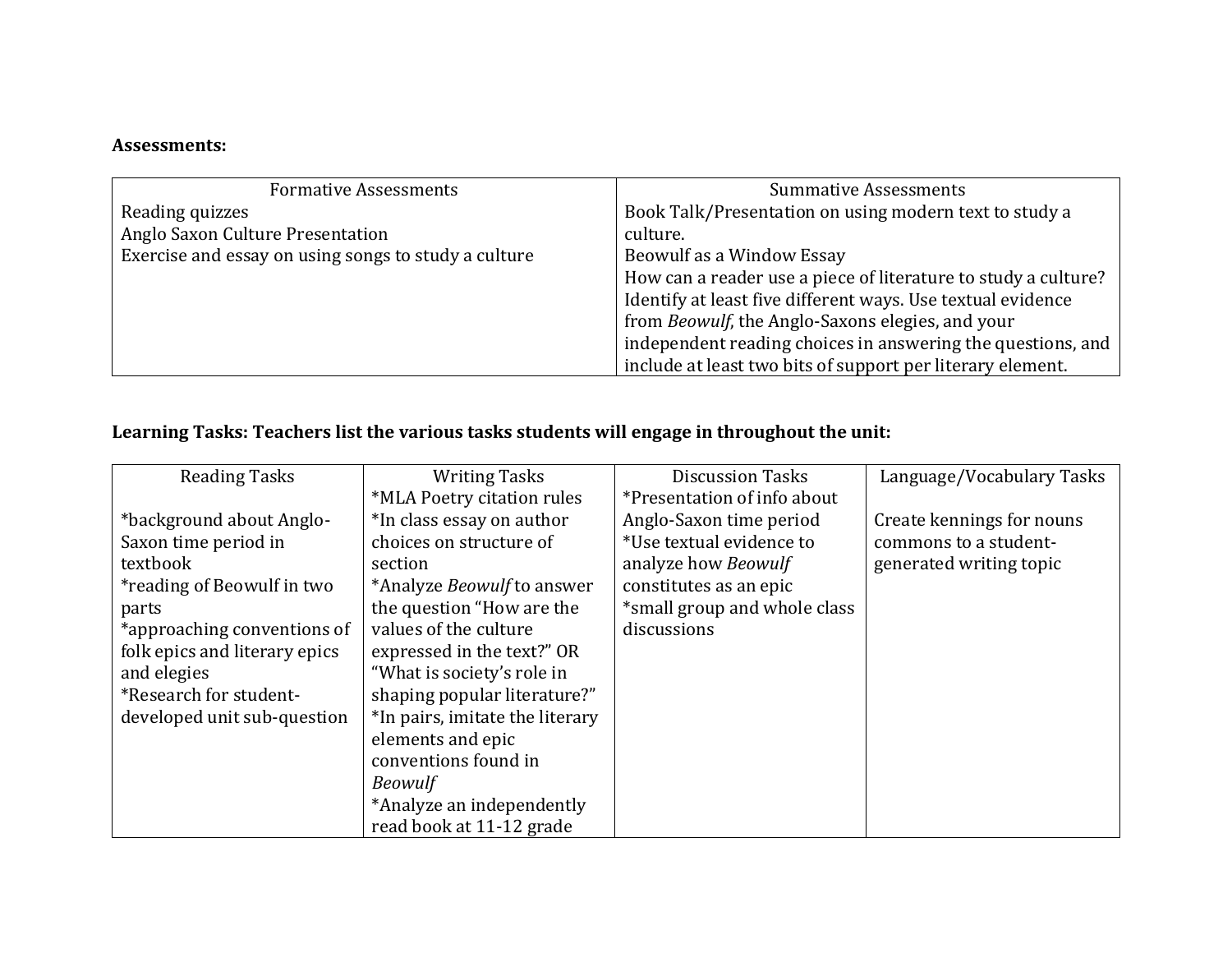**Assessments:**

| Formative Assessments | Summative Assessments |
|---|---|
| Reading quizzes<br>Anglo Saxon Culture Presentation<br>Exercise and essay on using songs to study a culture | Book Talk/Presentation on using modern text to study a culture.<br>Beowulf as a Window Essay<br>How can a reader use a piece of literature to study a culture? Identify at least five different ways. Use textual evidence from *Beowulf*, the Anglo-Saxons elegies, and your independent reading choices in answering the questions, and include at least two bits of support per literary element. |

**Learning Tasks: Teachers list the various tasks students will engage in throughout the unit:**

| Reading Tasks | Writing Tasks | Discussion Tasks | Language/Vocabulary Tasks |
|---|---|---|---|
| *background about Anglo-Saxon time period in textbook<br>*reading of Beowulf in two parts<br>*approaching conventions of folk epics and literary epics and elegies<br>*Research for student-developed unit sub-question | *MLA Poetry citation rules<br>*In class essay on author choices on structure of section<br>*Analyze *Beowulf* to answer the question "How are the values of the culture expressed in the text?" OR "What is society's role in shaping popular literature?"<br>*In pairs, imitate the literary elements and epic conventions found in *Beowulf*<br>*Analyze an independently read book at 11-12 grade | *Presentation of info about Anglo-Saxon time period<br>*Use textual evidence to analyze how *Beowulf* constitutes as an epic<br>*small group and whole class discussions | Create kennings for nouns commons to a student-generated writing topic |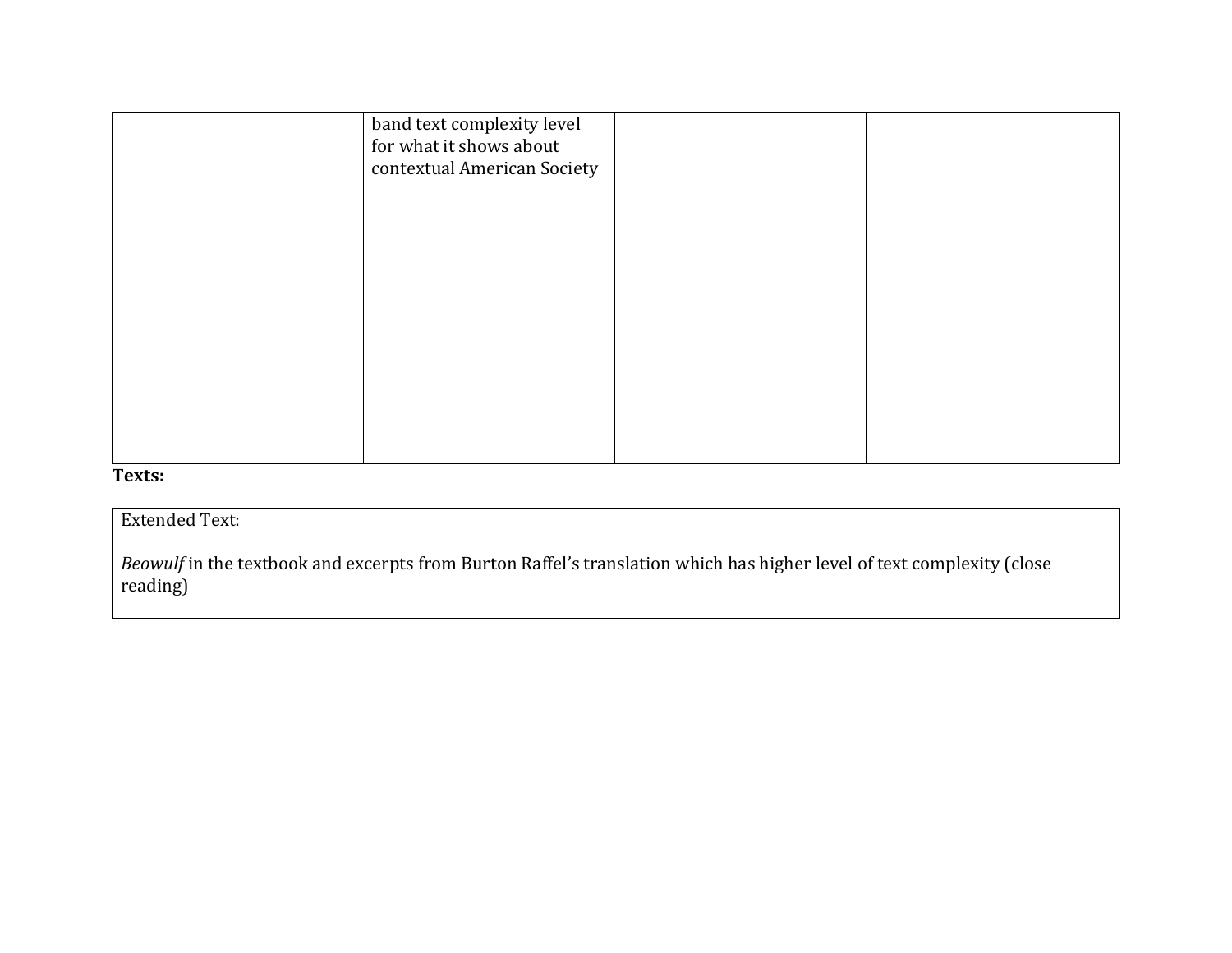| | | | |
|---|---|---|---|
| | band text complexity level for what it shows about contextual American Society | | |

**Texts:**

| Extended Text: |
|---|
| *Beowulf* in the textbook and excerpts from Burton Raffel's translation which has higher level of text complexity (close reading) |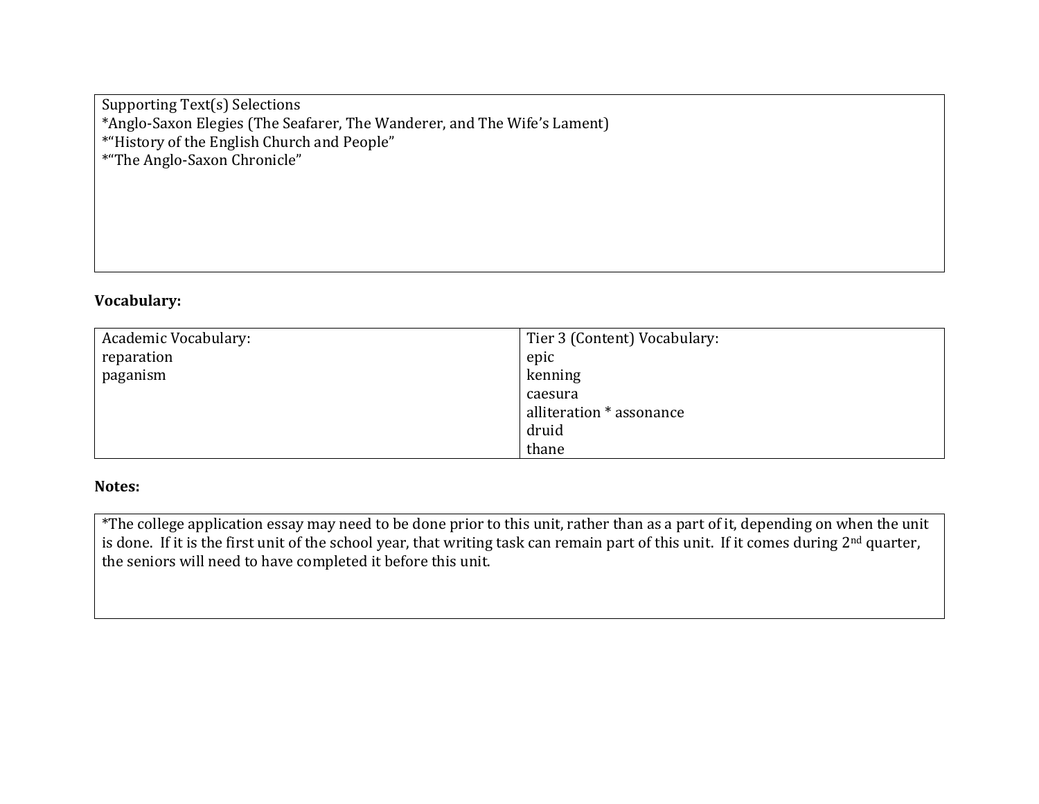| Supporting Text(s) Selections<br>*Anglo-Saxon Elegies (The Seafarer, The Wanderer, and The Wife's Lament)<br>*"History of the English Church and People"<br>*"The Anglo-Saxon Chronicle" |
|---|

**Vocabulary:**

| Academic Vocabulary: | Tier 3 (Content) Vocabulary: |
|---|---|
| reparation | epic |
| paganism | kenning |
| | caesura |
| | alliteration * assonance |
| | druid |
| | thane |

**Notes:**

| *The college application essay may need to be done prior to this unit, rather than as a part of it, depending on when the unit is done. If it is the first unit of the school year, that writing task can remain part of this unit. If it comes during 2nd quarter, the seniors will need to have completed it before this unit. |
|---|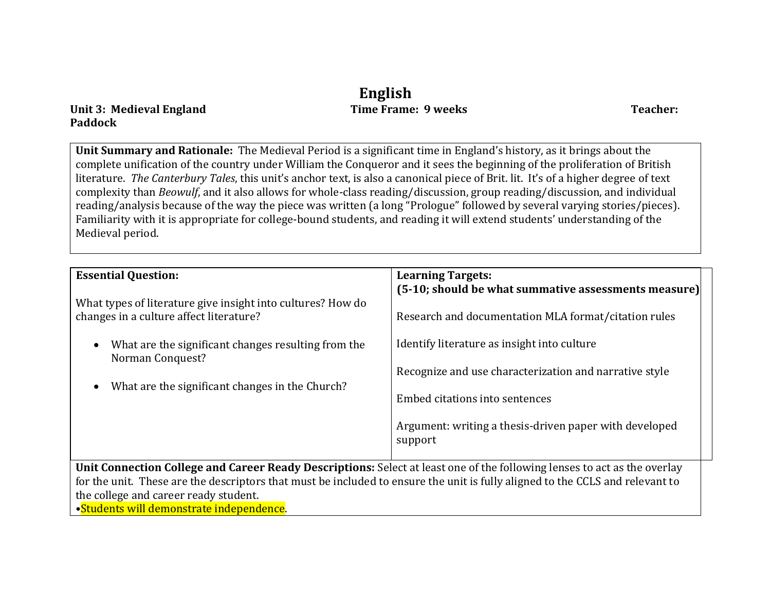# English

**Unit 3: Medieval England** **Time Frame: 9 weeks** **Teacher: Paddock**

**Unit Summary and Rationale:** The Medieval Period is a significant time in England's history, as it brings about the complete unification of the country under William the Conqueror and it sees the beginning of the proliferation of British literature. *The Canterbury Tales*, this unit's anchor text, is also a canonical piece of Brit. lit. It's of a higher degree of text complexity than *Beowulf*, and it also allows for whole-class reading/discussion, group reading/discussion, and individual reading/analysis because of the way the piece was written (a long "Prologue" followed by several varying stories/pieces). Familiarity with it is appropriate for college-bound students, and reading it will extend students' understanding of the Medieval period.

| **Essential Question:** | **Learning Targets: (5-10; should be what summative assessments measure)** |
|---|---|
| What types of literature give insight into cultures? How do changes in a culture affect literature?<br><br>• What are the significant changes resulting from the Norman Conquest?<br><br>• What are the significant changes in the Church? | Research and documentation MLA format/citation rules<br><br>Identify literature as insight into culture<br><br>Recognize and use characterization and narrative style<br><br>Embed citations into sentences<br><br>Argument: writing a thesis-driven paper with developed support |

**Unit Connection College and Career Ready Descriptions:** Select at least one of the following lenses to act as the overlay for the unit. These are the descriptors that must be included to ensure the unit is fully aligned to the CCLS and relevant to the college and career ready student.

•Students will demonstrate independence.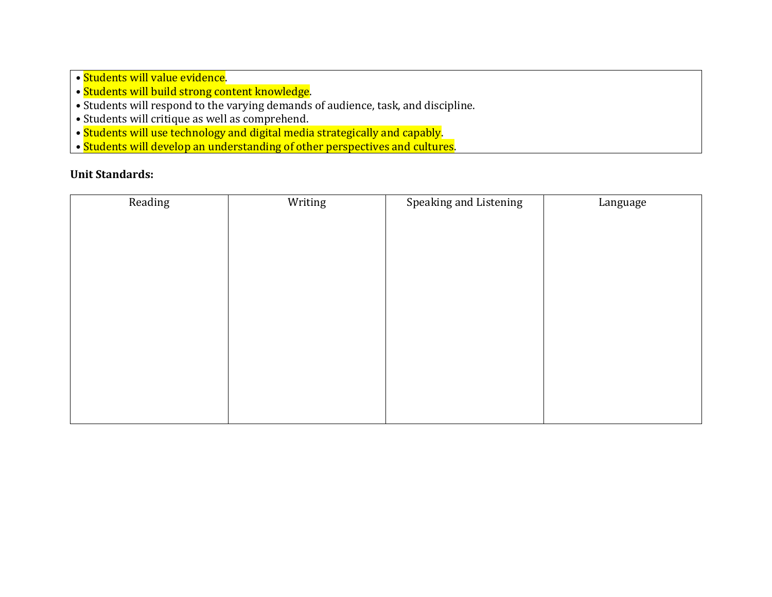- Students will value evidence.
- Students will build strong content knowledge.
- Students will respond to the varying demands of audience, task, and discipline.
- Students will critique as well as comprehend.
- Students will use technology and digital media strategically and capably.
- Students will develop an understanding of other perspectives and cultures.

**Unit Standards:**

| Reading | Writing | Speaking and Listening | Language |
| --- | --- | --- | --- |
| | | | |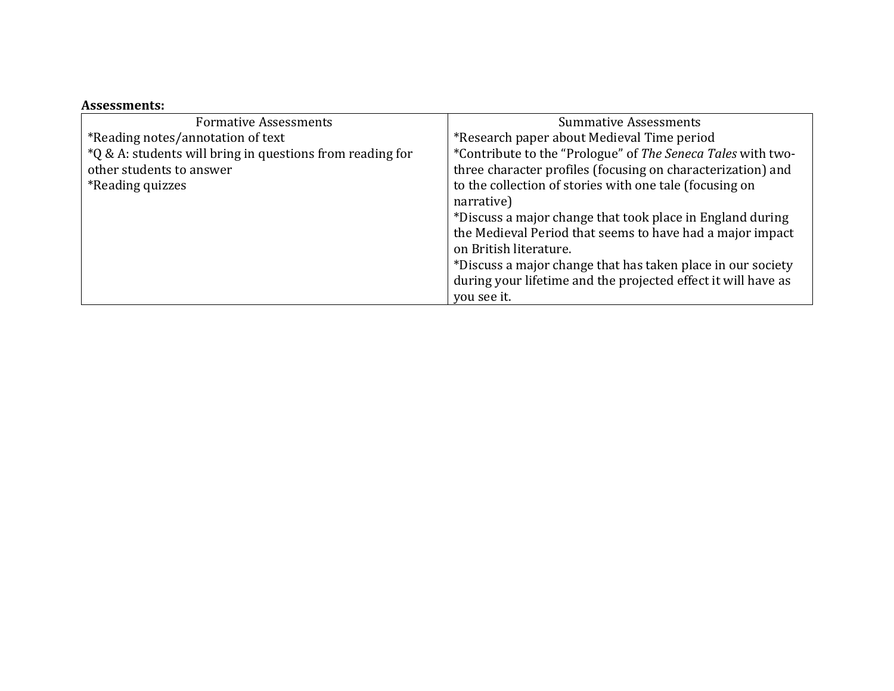**Assessments:**

| Formative Assessments | Summative Assessments |
|---|---|
| *Reading notes/annotation of text<br>*Q & A: students will bring in questions from reading for other students to answer<br>*Reading quizzes | *Research paper about Medieval Time period<br>*Contribute to the "Prologue" of *The Seneca Tales* with two-three character profiles (focusing on characterization) and to the collection of stories with one tale (focusing on narrative)<br>*Discuss a major change that took place in England during the Medieval Period that seems to have had a major impact on British literature.<br>*Discuss a major change that has taken place in our society during your lifetime and the projected effect it will have as you see it. |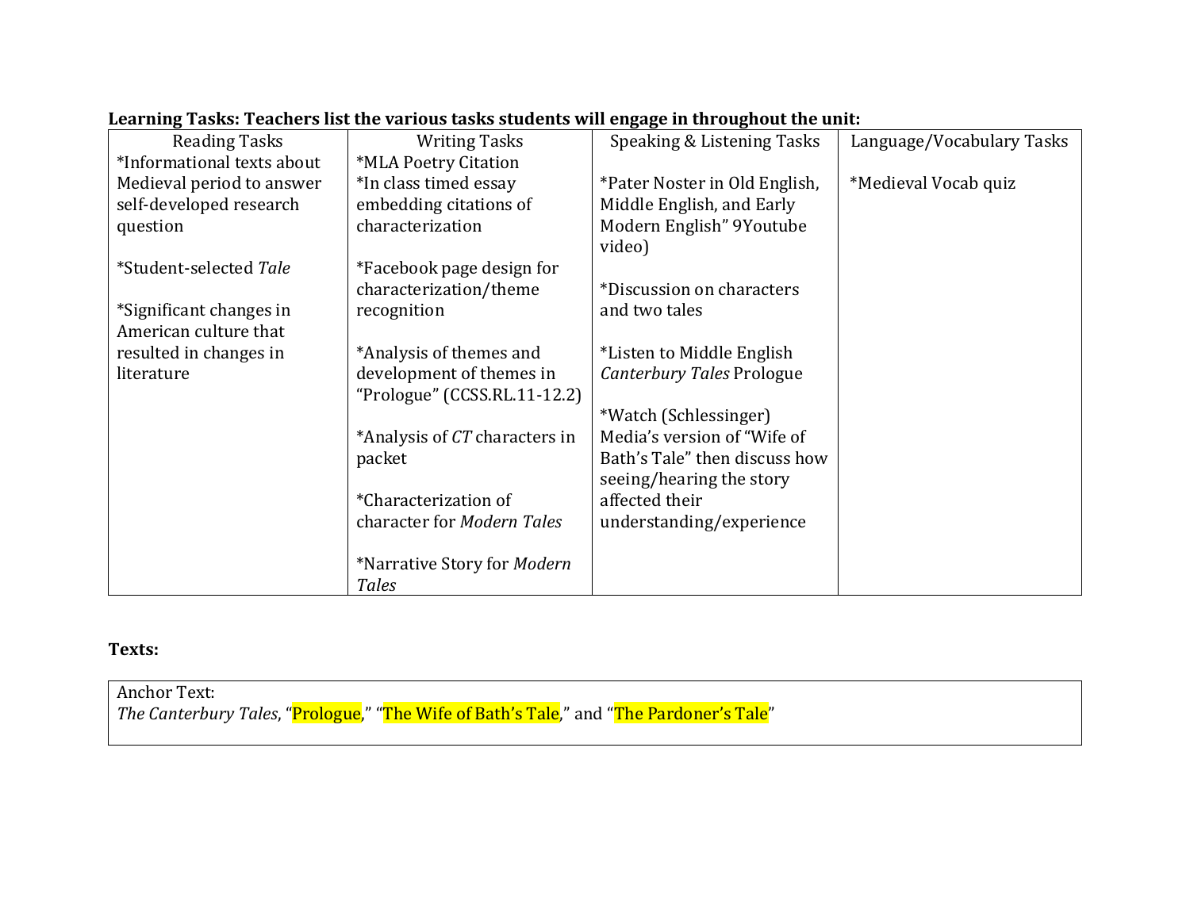**Learning Tasks: Teachers list the various tasks students will engage in throughout the unit:**

| Reading Tasks | Writing Tasks | Speaking & Listening Tasks | Language/Vocabulary Tasks |
|---|---|---|---|
| *Informational texts about Medieval period to answer self-developed research question<br><br>*Student-selected *Tale*<br><br>*Significant changes in American culture that resulted in changes in literature | *MLA Poetry Citation<br>*In class timed essay embedding citations of characterization<br><br>*Facebook page design for characterization/theme recognition<br><br>*Analysis of themes and development of themes in "Prologue" (CCSS.RL.11-12.2)<br><br>*Analysis of *CT* characters in packet<br><br>*Characterization of character for *Modern Tales*<br><br>*Narrative Story for *Modern Tales* | *Pater Noster in Old English, Middle English, and Early Modern English" 9Youtube video)<br><br>*Discussion on characters and two tales<br><br>*Listen to Middle English *Canterbury Tales* Prologue<br><br>*Watch (Schlessinger) Media's version of "Wife of Bath's Tale" then discuss how seeing/hearing the story affected their understanding/experience | *Medieval Vocab quiz |

**Texts:**

Anchor Text:
*The Canterbury Tales*, "Prologue," "The Wife of Bath's Tale," and "The Pardoner's Tale"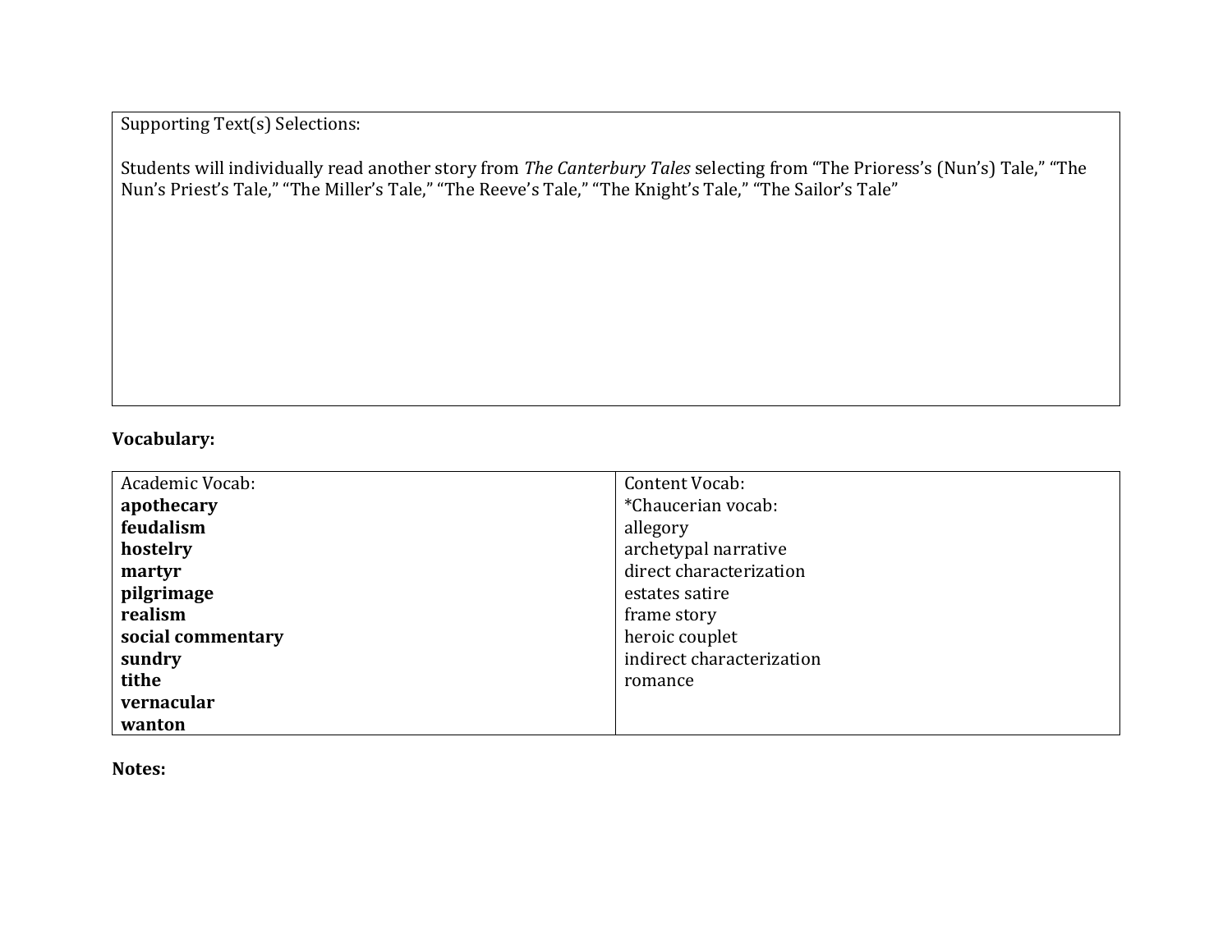| Supporting Text(s) Selections: |
| --- |
| Students will individually read another story from *The Canterbury Tales* selecting from "The Prioress's (Nun's) Tale," "The Nun's Priest's Tale," "The Miller's Tale," "The Reeve's Tale," "The Knight's Tale," "The Sailor's Tale" |

**Vocabulary:**

| Academic Vocab: | Content Vocab: |
| --- | --- |
| **apothecary** | *Chaucerian vocab: |
| **feudalism** | allegory |
| **hostelry** | archetypal narrative |
| **martyr** | direct characterization |
| **pilgrimage** | estates satire |
| **realism** | frame story |
| **social commentary** | heroic couplet |
| **sundry** | indirect characterization |
| **tithe** | romance |
| **vernacular** | |
| **wanton** | |

**Notes:**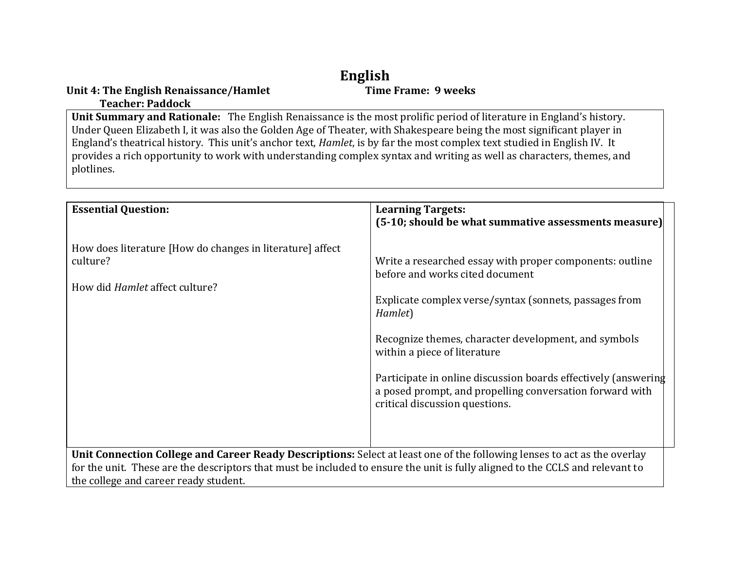# English

**Unit 4: The English Renaissance/Hamlet** **Time Frame: 9 weeks**

**Teacher: Paddock**

**Unit Summary and Rationale:** The English Renaissance is the most prolific period of literature in England's history. Under Queen Elizabeth I, it was also the Golden Age of Theater, with Shakespeare being the most significant player in England's theatrical history. This unit's anchor text, *Hamlet*, is by far the most complex text studied in English IV. It provides a rich opportunity to work with understanding complex syntax and writing as well as characters, themes, and plotlines.

| **Essential Question:** | **Learning Targets: (5-10; should be what summative assessments measure)** |
|---|---|
| How does literature [How do changes in literature] affect culture?<br><br>How did *Hamlet* affect culture? | Write a researched essay with proper components: outline before and works cited document<br><br>Explicate complex verse/syntax (sonnets, passages from *Hamlet*)<br><br>Recognize themes, character development, and symbols within a piece of literature<br><br>Participate in online discussion boards effectively (answering a posed prompt, and propelling conversation forward with critical discussion questions. |

**Unit Connection College and Career Ready Descriptions:** Select at least one of the following lenses to act as the overlay for the unit. These are the descriptors that must be included to ensure the unit is fully aligned to the CCLS and relevant to the college and career ready student.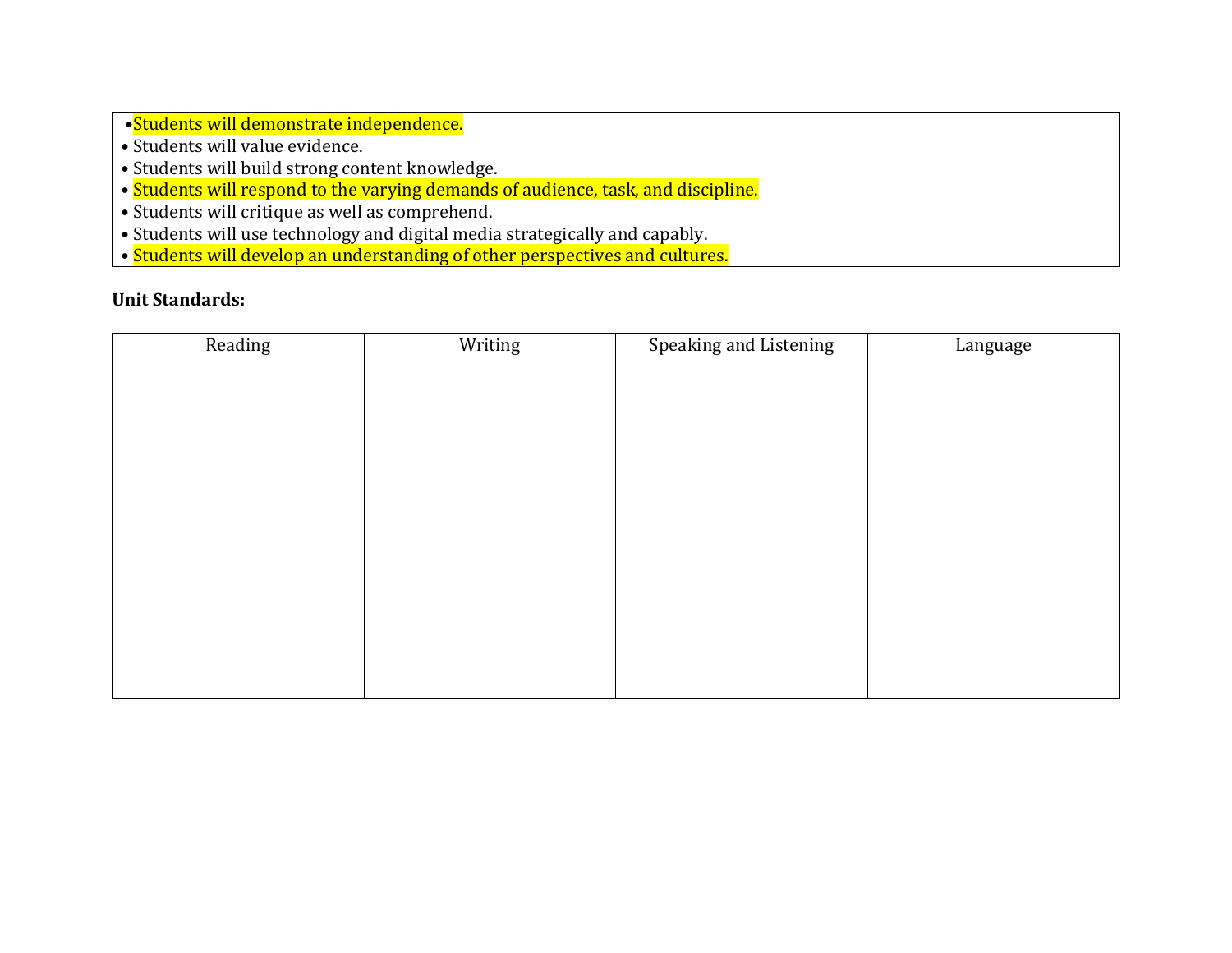- Students will demonstrate independence.
- Students will value evidence.
- Students will build strong content knowledge.
- Students will respond to the varying demands of audience, task, and discipline.
- Students will critique as well as comprehend.
- Students will use technology and digital media strategically and capably.
- Students will develop an understanding of other perspectives and cultures.

**Unit Standards:**

| Reading | Writing | Speaking and Listening | Language |
|---|---|---|---|
| | | | |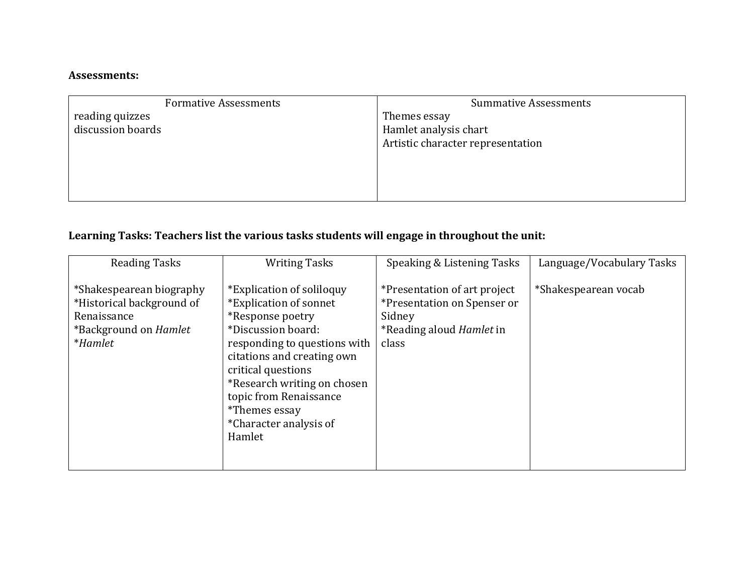**Assessments:**

| Formative Assessments | Summative Assessments |
|---|---|
| reading quizzes<br>discussion boards | Themes essay<br>Hamlet analysis chart<br>Artistic character representation |

**Learning Tasks: Teachers list the various tasks students will engage in throughout the unit:**

| Reading Tasks | Writing Tasks | Speaking & Listening Tasks | Language/Vocabulary Tasks |
|---|---|---|---|
| *Shakespearean biography<br>*Historical background of Renaissance<br>*Background on *Hamlet*<br>**Hamlet* | *Explication of soliloquy<br>*Explication of sonnet<br>*Response poetry<br>*Discussion board: responding to questions with citations and creating own critical questions<br>*Research writing on chosen topic from Renaissance<br>*Themes essay<br>*Character analysis of Hamlet | *Presentation of art project<br>*Presentation on Spenser or Sidney<br>*Reading aloud *Hamlet* in class | *Shakespearean vocab |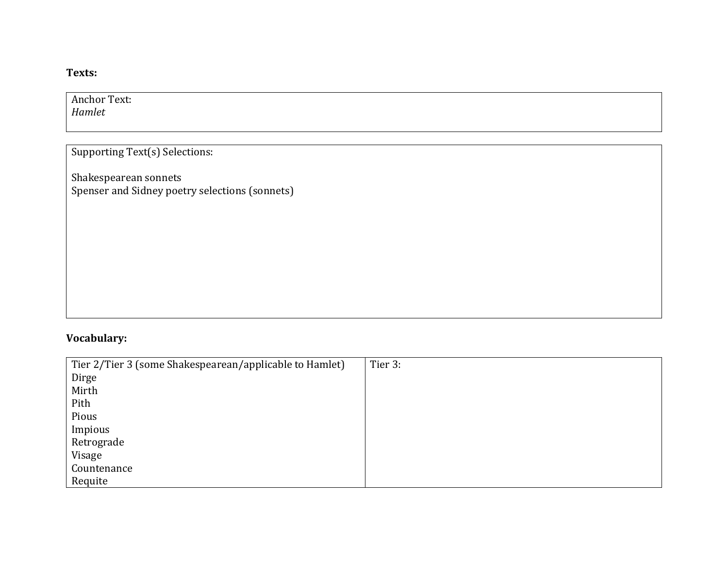**Texts:**

| Anchor Text: *Hamlet* |
| --- |

| Supporting Text(s) Selections:<br><br>Shakespearean sonnets<br>Spenser and Sidney poetry selections (sonnets) |
| --- |

**Vocabulary:**

| Tier 2/Tier 3 (some Shakespearean/applicable to Hamlet) | Tier 3: |
| --- | --- |
| Dirge<br>Mirth<br>Pith<br>Pious<br>Impious<br>Retrograde<br>Visage<br>Countenance<br>Requite | |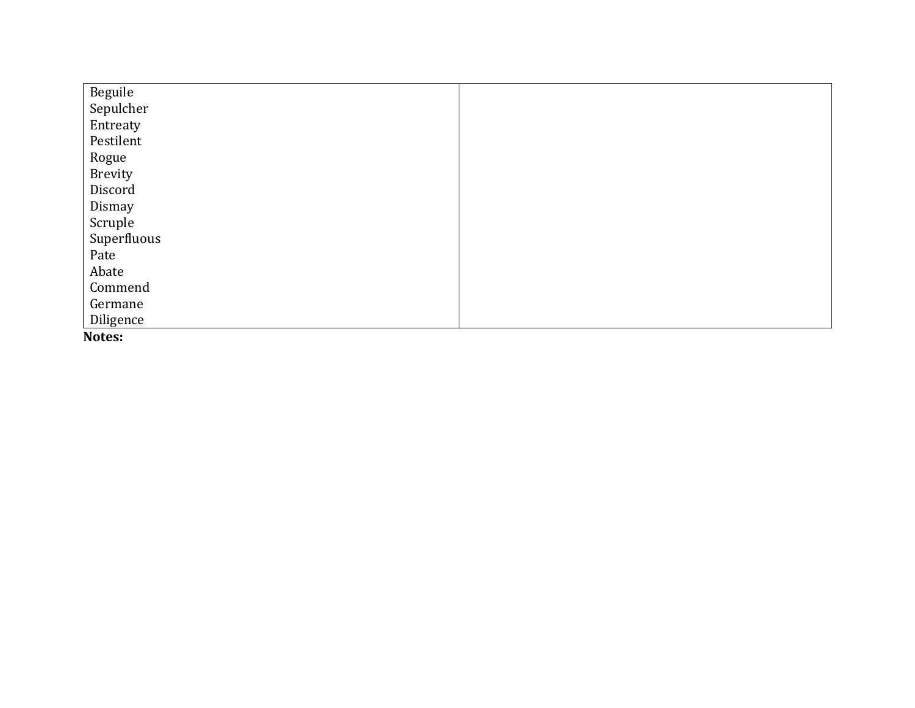| | |
|---|---|
| Beguile<br>Sepulcher<br>Entreaty<br>Pestilent<br>Rogue<br>Brevity<br>Discord<br>Dismay<br>Scruple<br>Superfluous<br>Pate<br>Abate<br>Commend<br>Germane<br>Diligence | |

**Notes:**